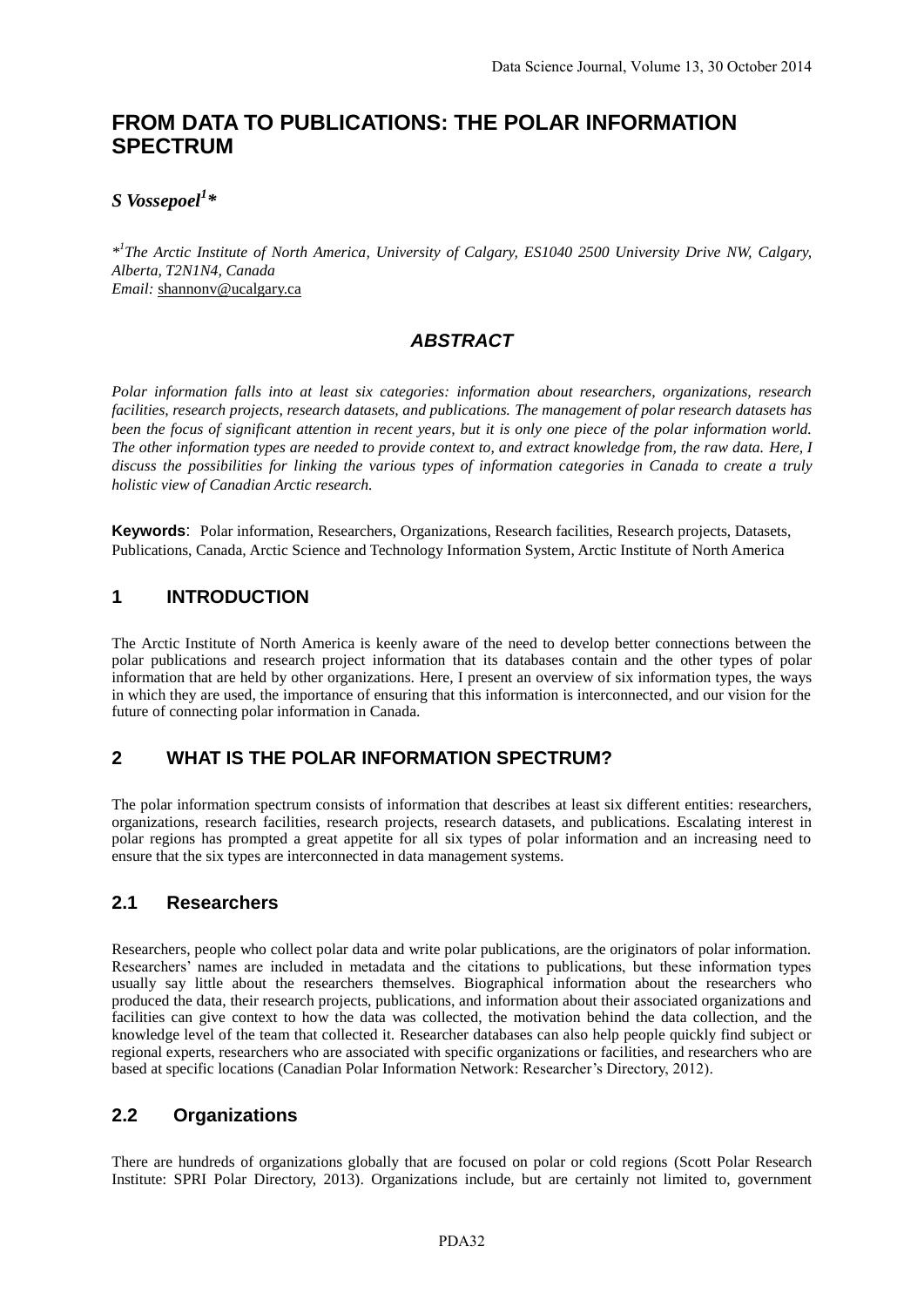# FROM DATA TO PUBLICATIONS: THE POLAR INFORMATION SPECTRUM

***S Vossepoel[1]****

*[*1]The Arctic Institute of North America, University of Calgary, ES1040 2500 University Drive NW, Calgary, Alberta, T2N1N4, Canada*
*Email:* shannonv@ucalgary.ca

## *ABSTRACT*

*Polar information falls into at least six categories: information about researchers, organizations, research facilities, research projects, research datasets, and publications. The management of polar research datasets has been the focus of significant attention in recent years, but it is only one piece of the polar information world. The other information types are needed to provide context to, and extract knowledge from, the raw data. Here, I discuss the possibilities for linking the various types of information categories in Canada to create a truly holistic view of Canadian Arctic research.*

**Keywords**: Polar information, Researchers, Organizations, Research facilities, Research projects, Datasets, Publications, Canada, Arctic Science and Technology Information System, Arctic Institute of North America

## 1 INTRODUCTION

The Arctic Institute of North America is keenly aware of the need to develop better connections between the polar publications and research project information that its databases contain and the other types of polar information that are held by other organizations. Here, I present an overview of six information types, the ways in which they are used, the importance of ensuring that this information is interconnected, and our vision for the future of connecting polar information in Canada.

## 2 WHAT IS THE POLAR INFORMATION SPECTRUM?

The polar information spectrum consists of information that describes at least six different entities: researchers, organizations, research facilities, research projects, research datasets, and publications. Escalating interest in polar regions has prompted a great appetite for all six types of polar information and an increasing need to ensure that the six types are interconnected in data management systems.

### 2.1 Researchers

Researchers, people who collect polar data and write polar publications, are the originators of polar information. Researchers' names are included in metadata and the citations to publications, but these information types usually say little about the researchers themselves. Biographical information about the researchers who produced the data, their research projects, publications, and information about their associated organizations and facilities can give context to how the data was collected, the motivation behind the data collection, and the knowledge level of the team that collected it. Researcher databases can also help people quickly find subject or regional experts, researchers who are associated with specific organizations or facilities, and researchers who are based at specific locations (Canadian Polar Information Network: Researcher's Directory, 2012).

### 2.2 Organizations

There are hundreds of organizations globally that are focused on polar or cold regions (Scott Polar Research Institute: SPRI Polar Directory, 2013). Organizations include, but are certainly not limited to, government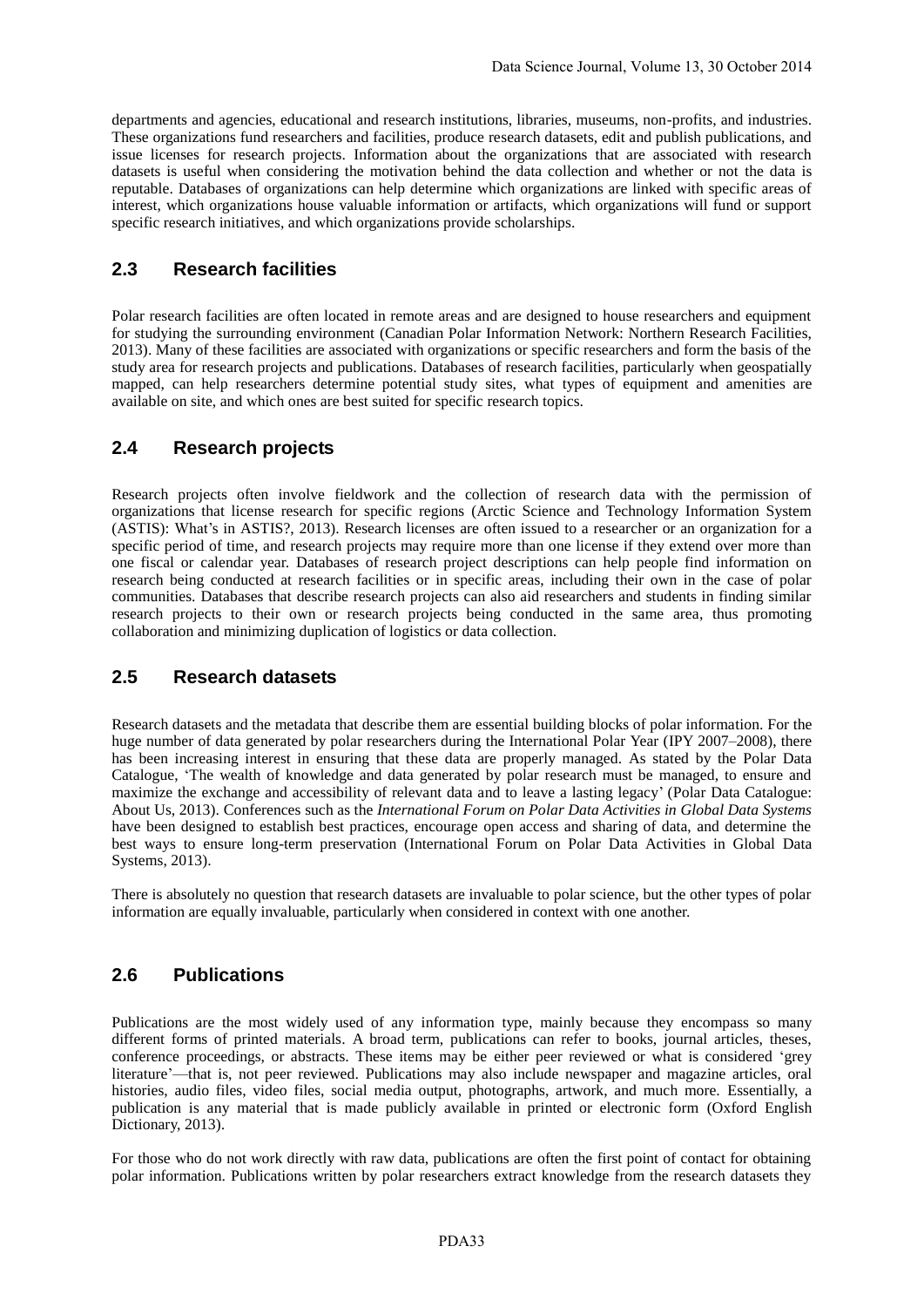departments and agencies, educational and research institutions, libraries, museums, non-profits, and industries. These organizations fund researchers and facilities, produce research datasets, edit and publish publications, and issue licenses for research projects. Information about the organizations that are associated with research datasets is useful when considering the motivation behind the data collection and whether or not the data is reputable. Databases of organizations can help determine which organizations are linked with specific areas of interest, which organizations house valuable information or artifacts, which organizations will fund or support specific research initiatives, and which organizations provide scholarships.

## 2.3 Research facilities

Polar research facilities are often located in remote areas and are designed to house researchers and equipment for studying the surrounding environment (Canadian Polar Information Network: Northern Research Facilities, 2013). Many of these facilities are associated with organizations or specific researchers and form the basis of the study area for research projects and publications. Databases of research facilities, particularly when geospatially mapped, can help researchers determine potential study sites, what types of equipment and amenities are available on site, and which ones are best suited for specific research topics.

## 2.4 Research projects

Research projects often involve fieldwork and the collection of research data with the permission of organizations that license research for specific regions (Arctic Science and Technology Information System (ASTIS): What's in ASTIS?, 2013). Research licenses are often issued to a researcher or an organization for a specific period of time, and research projects may require more than one license if they extend over more than one fiscal or calendar year. Databases of research project descriptions can help people find information on research being conducted at research facilities or in specific areas, including their own in the case of polar communities. Databases that describe research projects can also aid researchers and students in finding similar research projects to their own or research projects being conducted in the same area, thus promoting collaboration and minimizing duplication of logistics or data collection.

## 2.5 Research datasets

Research datasets and the metadata that describe them are essential building blocks of polar information. For the huge number of data generated by polar researchers during the International Polar Year (IPY 2007–2008), there has been increasing interest in ensuring that these data are properly managed. As stated by the Polar Data Catalogue, 'The wealth of knowledge and data generated by polar research must be managed, to ensure and maximize the exchange and accessibility of relevant data and to leave a lasting legacy' (Polar Data Catalogue: About Us, 2013). Conferences such as the *International Forum on Polar Data Activities in Global Data Systems* have been designed to establish best practices, encourage open access and sharing of data, and determine the best ways to ensure long-term preservation (International Forum on Polar Data Activities in Global Data Systems, 2013).

There is absolutely no question that research datasets are invaluable to polar science, but the other types of polar information are equally invaluable, particularly when considered in context with one another.

## 2.6 Publications

Publications are the most widely used of any information type, mainly because they encompass so many different forms of printed materials. A broad term, publications can refer to books, journal articles, theses, conference proceedings, or abstracts. These items may be either peer reviewed or what is considered 'grey literature'—that is, not peer reviewed. Publications may also include newspaper and magazine articles, oral histories, audio files, video files, social media output, photographs, artwork, and much more. Essentially, a publication is any material that is made publicly available in printed or electronic form (Oxford English Dictionary, 2013).

For those who do not work directly with raw data, publications are often the first point of contact for obtaining polar information. Publications written by polar researchers extract knowledge from the research datasets they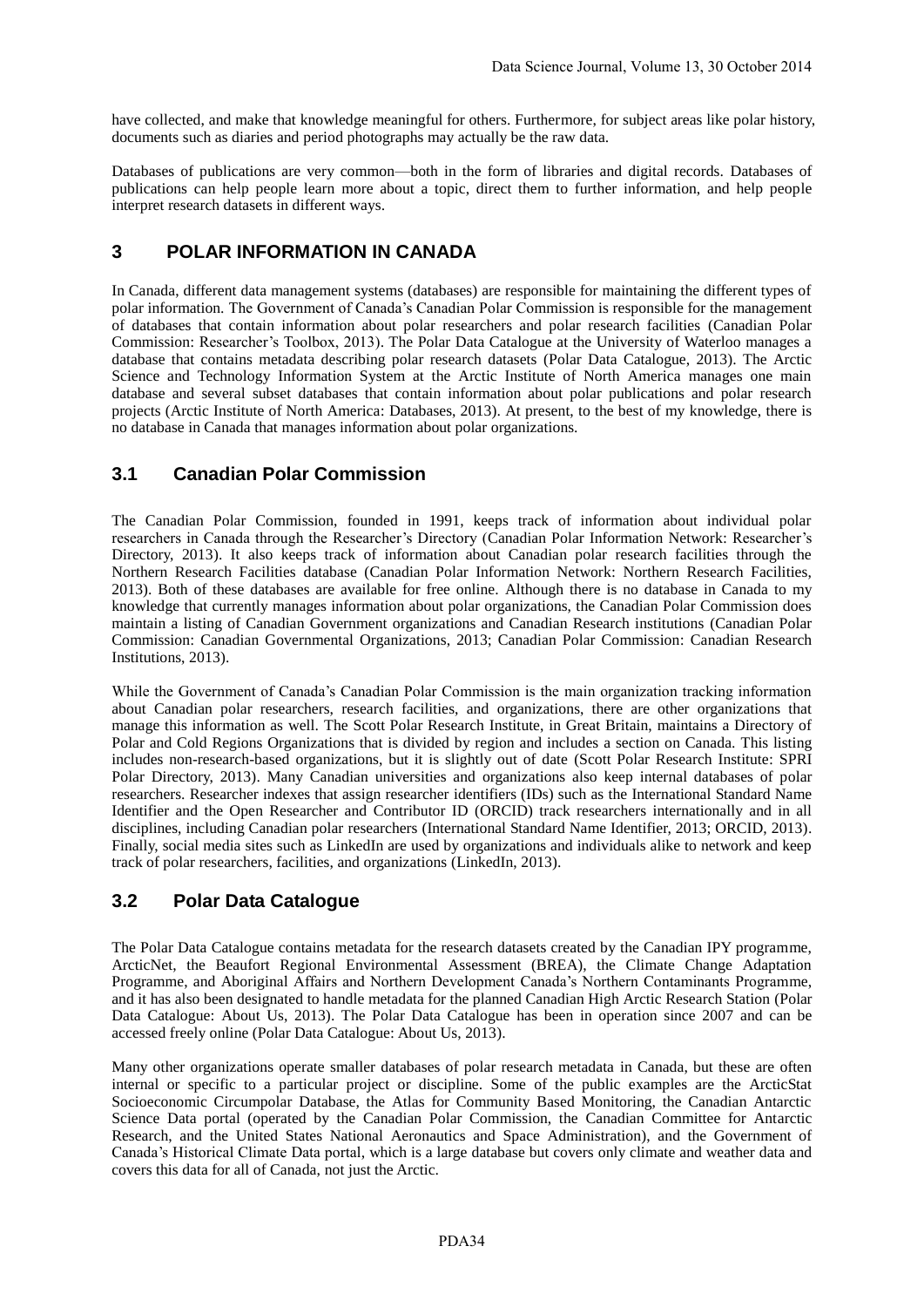have collected, and make that knowledge meaningful for others. Furthermore, for subject areas like polar history, documents such as diaries and period photographs may actually be the raw data.

Databases of publications are very common—both in the form of libraries and digital records. Databases of publications can help people learn more about a topic, direct them to further information, and help people interpret research datasets in different ways.

## 3 POLAR INFORMATION IN CANADA

In Canada, different data management systems (databases) are responsible for maintaining the different types of polar information. The Government of Canada's Canadian Polar Commission is responsible for the management of databases that contain information about polar researchers and polar research facilities (Canadian Polar Commission: Researcher's Toolbox, 2013). The Polar Data Catalogue at the University of Waterloo manages a database that contains metadata describing polar research datasets (Polar Data Catalogue, 2013). The Arctic Science and Technology Information System at the Arctic Institute of North America manages one main database and several subset databases that contain information about polar publications and polar research projects (Arctic Institute of North America: Databases, 2013). At present, to the best of my knowledge, there is no database in Canada that manages information about polar organizations.

### 3.1 Canadian Polar Commission

The Canadian Polar Commission, founded in 1991, keeps track of information about individual polar researchers in Canada through the Researcher's Directory (Canadian Polar Information Network: Researcher's Directory, 2013). It also keeps track of information about Canadian polar research facilities through the Northern Research Facilities database (Canadian Polar Information Network: Northern Research Facilities, 2013). Both of these databases are available for free online. Although there is no database in Canada to my knowledge that currently manages information about polar organizations, the Canadian Polar Commission does maintain a listing of Canadian Government organizations and Canadian Research institutions (Canadian Polar Commission: Canadian Governmental Organizations, 2013; Canadian Polar Commission: Canadian Research Institutions, 2013).

While the Government of Canada's Canadian Polar Commission is the main organization tracking information about Canadian polar researchers, research facilities, and organizations, there are other organizations that manage this information as well. The Scott Polar Research Institute, in Great Britain, maintains a Directory of Polar and Cold Regions Organizations that is divided by region and includes a section on Canada. This listing includes non-research-based organizations, but it is slightly out of date (Scott Polar Research Institute: SPRI Polar Directory, 2013). Many Canadian universities and organizations also keep internal databases of polar researchers. Researcher indexes that assign researcher identifiers (IDs) such as the International Standard Name Identifier and the Open Researcher and Contributor ID (ORCID) track researchers internationally and in all disciplines, including Canadian polar researchers (International Standard Name Identifier, 2013; ORCID, 2013). Finally, social media sites such as LinkedIn are used by organizations and individuals alike to network and keep track of polar researchers, facilities, and organizations (LinkedIn, 2013).

### 3.2 Polar Data Catalogue

The Polar Data Catalogue contains metadata for the research datasets created by the Canadian IPY programme, ArcticNet, the Beaufort Regional Environmental Assessment (BREA), the Climate Change Adaptation Programme, and Aboriginal Affairs and Northern Development Canada's Northern Contaminants Programme, and it has also been designated to handle metadata for the planned Canadian High Arctic Research Station (Polar Data Catalogue: About Us, 2013). The Polar Data Catalogue has been in operation since 2007 and can be accessed freely online (Polar Data Catalogue: About Us, 2013).

Many other organizations operate smaller databases of polar research metadata in Canada, but these are often internal or specific to a particular project or discipline. Some of the public examples are the ArcticStat Socioeconomic Circumpolar Database, the Atlas for Community Based Monitoring, the Canadian Antarctic Science Data portal (operated by the Canadian Polar Commission, the Canadian Committee for Antarctic Research, and the United States National Aeronautics and Space Administration), and the Government of Canada's Historical Climate Data portal, which is a large database but covers only climate and weather data and covers this data for all of Canada, not just the Arctic.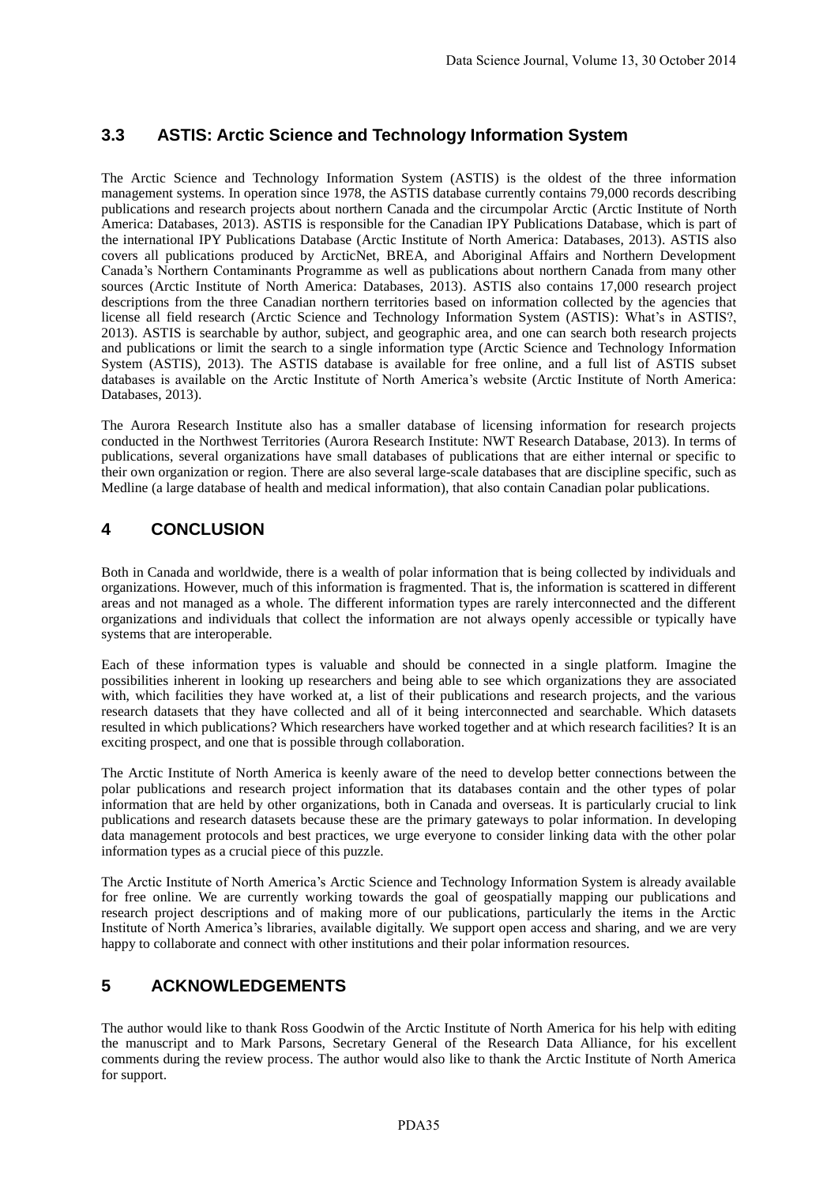## 3.3 ASTIS: Arctic Science and Technology Information System

The Arctic Science and Technology Information System (ASTIS) is the oldest of the three information management systems. In operation since 1978, the ASTIS database currently contains 79,000 records describing publications and research projects about northern Canada and the circumpolar Arctic (Arctic Institute of North America: Databases, 2013). ASTIS is responsible for the Canadian IPY Publications Database, which is part of the international IPY Publications Database (Arctic Institute of North America: Databases, 2013). ASTIS also covers all publications produced by ArcticNet, BREA, and Aboriginal Affairs and Northern Development Canada's Northern Contaminants Programme as well as publications about northern Canada from many other sources (Arctic Institute of North America: Databases, 2013). ASTIS also contains 17,000 research project descriptions from the three Canadian northern territories based on information collected by the agencies that license all field research (Arctic Science and Technology Information System (ASTIS): What's in ASTIS?, 2013). ASTIS is searchable by author, subject, and geographic area, and one can search both research projects and publications or limit the search to a single information type (Arctic Science and Technology Information System (ASTIS), 2013). The ASTIS database is available for free online, and a full list of ASTIS subset databases is available on the Arctic Institute of North America's website (Arctic Institute of North America: Databases, 2013).

The Aurora Research Institute also has a smaller database of licensing information for research projects conducted in the Northwest Territories (Aurora Research Institute: NWT Research Database, 2013). In terms of publications, several organizations have small databases of publications that are either internal or specific to their own organization or region. There are also several large-scale databases that are discipline specific, such as Medline (a large database of health and medical information), that also contain Canadian polar publications.

# 4 CONCLUSION

Both in Canada and worldwide, there is a wealth of polar information that is being collected by individuals and organizations. However, much of this information is fragmented. That is, the information is scattered in different areas and not managed as a whole. The different information types are rarely interconnected and the different organizations and individuals that collect the information are not always openly accessible or typically have systems that are interoperable.

Each of these information types is valuable and should be connected in a single platform. Imagine the possibilities inherent in looking up researchers and being able to see which organizations they are associated with, which facilities they have worked at, a list of their publications and research projects, and the various research datasets that they have collected and all of it being interconnected and searchable. Which datasets resulted in which publications? Which researchers have worked together and at which research facilities? It is an exciting prospect, and one that is possible through collaboration.

The Arctic Institute of North America is keenly aware of the need to develop better connections between the polar publications and research project information that its databases contain and the other types of polar information that are held by other organizations, both in Canada and overseas. It is particularly crucial to link publications and research datasets because these are the primary gateways to polar information. In developing data management protocols and best practices, we urge everyone to consider linking data with the other polar information types as a crucial piece of this puzzle.

The Arctic Institute of North America's Arctic Science and Technology Information System is already available for free online. We are currently working towards the goal of geospatially mapping our publications and research project descriptions and of making more of our publications, particularly the items in the Arctic Institute of North America's libraries, available digitally. We support open access and sharing, and we are very happy to collaborate and connect with other institutions and their polar information resources.

# 5 ACKNOWLEDGEMENTS

The author would like to thank Ross Goodwin of the Arctic Institute of North America for his help with editing the manuscript and to Mark Parsons, Secretary General of the Research Data Alliance, for his excellent comments during the review process. The author would also like to thank the Arctic Institute of North America for support.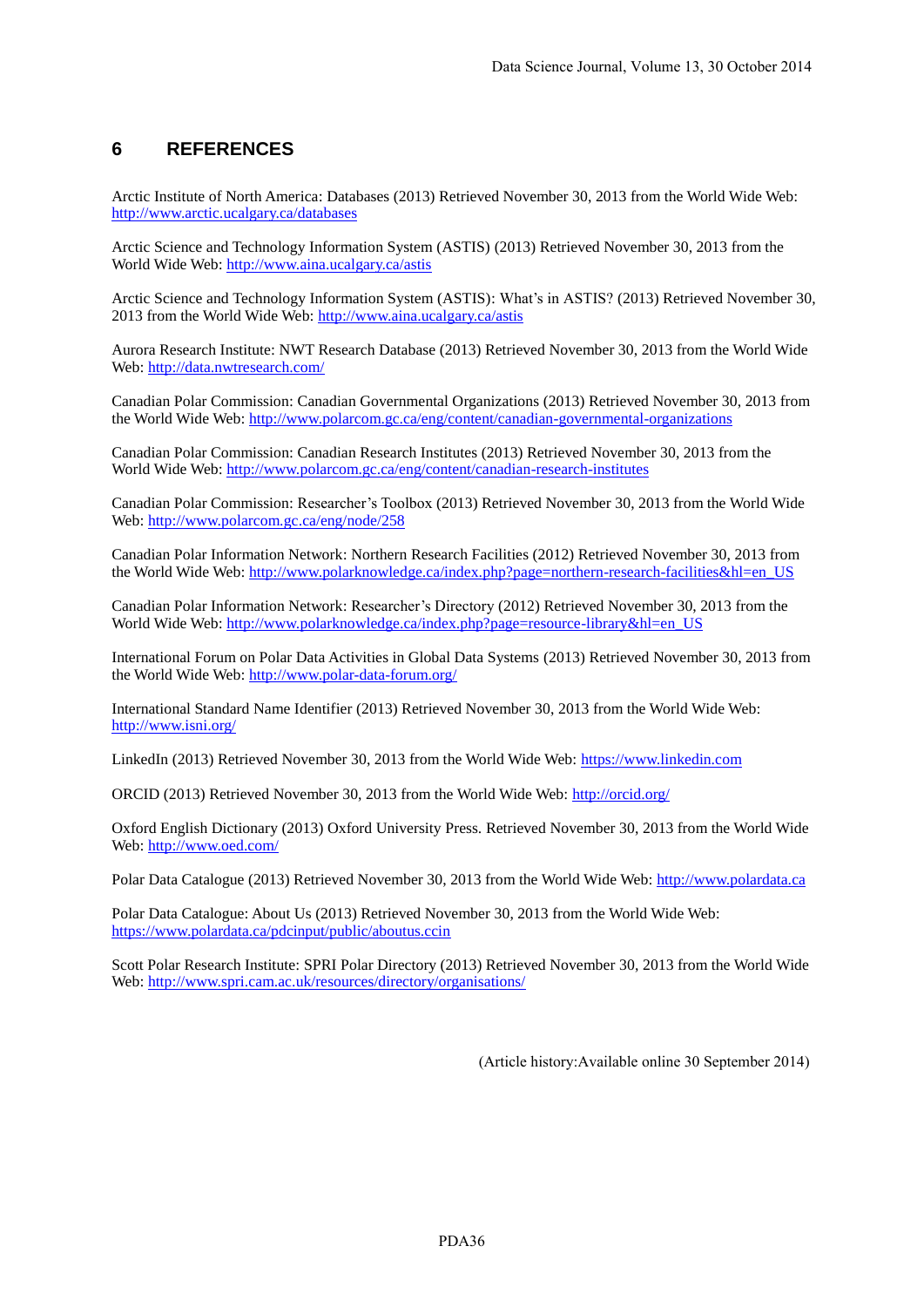## 6 REFERENCES

Arctic Institute of North America: Databases (2013) Retrieved November 30, 2013 from the World Wide Web: http://www.arctic.ucalgary.ca/databases

Arctic Science and Technology Information System (ASTIS) (2013) Retrieved November 30, 2013 from the World Wide Web: http://www.aina.ucalgary.ca/astis

Arctic Science and Technology Information System (ASTIS): What's in ASTIS? (2013) Retrieved November 30, 2013 from the World Wide Web: http://www.aina.ucalgary.ca/astis

Aurora Research Institute: NWT Research Database (2013) Retrieved November 30, 2013 from the World Wide Web: http://data.nwtresearch.com/

Canadian Polar Commission: Canadian Governmental Organizations (2013) Retrieved November 30, 2013 from the World Wide Web: http://www.polarcom.gc.ca/eng/content/canadian-governmental-organizations

Canadian Polar Commission: Canadian Research Institutes (2013) Retrieved November 30, 2013 from the World Wide Web: http://www.polarcom.gc.ca/eng/content/canadian-research-institutes

Canadian Polar Commission: Researcher's Toolbox (2013) Retrieved November 30, 2013 from the World Wide Web: http://www.polarcom.gc.ca/eng/node/258

Canadian Polar Information Network: Northern Research Facilities (2012) Retrieved November 30, 2013 from the World Wide Web: http://www.polarknowledge.ca/index.php?page=northern-research-facilities&hl=en_US

Canadian Polar Information Network: Researcher's Directory (2012) Retrieved November 30, 2013 from the World Wide Web: http://www.polarknowledge.ca/index.php?page=resource-library&hl=en_US

International Forum on Polar Data Activities in Global Data Systems (2013) Retrieved November 30, 2013 from the World Wide Web: http://www.polar-data-forum.org/

International Standard Name Identifier (2013) Retrieved November 30, 2013 from the World Wide Web: http://www.isni.org/

LinkedIn (2013) Retrieved November 30, 2013 from the World Wide Web: https://www.linkedin.com

ORCID (2013) Retrieved November 30, 2013 from the World Wide Web: http://orcid.org/

Oxford English Dictionary (2013) Oxford University Press. Retrieved November 30, 2013 from the World Wide Web: http://www.oed.com/

Polar Data Catalogue (2013) Retrieved November 30, 2013 from the World Wide Web: http://www.polardata.ca

Polar Data Catalogue: About Us (2013) Retrieved November 30, 2013 from the World Wide Web: https://www.polardata.ca/pdcinput/public/aboutus.ccin

Scott Polar Research Institute: SPRI Polar Directory (2013) Retrieved November 30, 2013 from the World Wide Web: http://www.spri.cam.ac.uk/resources/directory/organisations/

(Article history:Available online 30 September 2014)